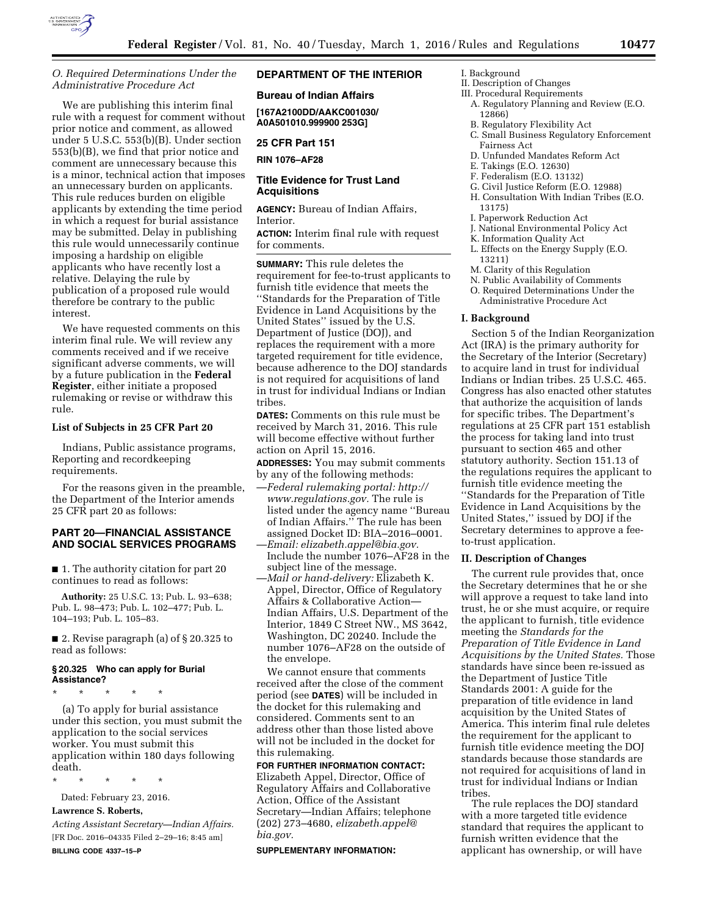### O. Required Determinations Under the Administrative Procedure Act

We are publishing this interim final rule with a request for comment without prior notice and comment, as allowed under 5 U.S.C. 553(b)(B). Under section 553(b)(B), we find that prior notice and comment are unnecessary because this is a minor, technical action that imposes an unnecessary burden on applicants. This rule reduces burden on eligible applicants by extending the time period in which a request for burial assistance may be submitted. Delay in publishing this rule would unnecessarily continue imposing a hardship on eligible applicants who have recently lost a relative. Delaying the rule by publication of a proposed rule would therefore be contrary to the public interest.

We have requested comments on this interim final rule. We will review any comments received and if we receive significant adverse comments, we will by a future publication in the **Federal Register**, either initiate a proposed rulemaking or revise or withdraw this rule.

**List of Subjects in 25 CFR Part 20**

Indians, Public assistance programs, Reporting and recordkeeping requirements.

For the reasons given in the preamble, the Department of the Interior amends 25 CFR part 20 as follows:

## PART 20—FINANCIAL ASSISTANCE AND SOCIAL SERVICES PROGRAMS

■ 1. The authority citation for part 20 continues to read as follows:

**Authority:** 25 U.S.C. 13; Pub. L. 93–638; Pub. L. 98–473; Pub. L. 102–477; Pub. L. 104–193; Pub. L. 105–83.

■ 2. Revise paragraph (a) of § 20.325 to read as follows:

**§ 20.325 Who can apply for Burial Assistance?**

\* \* \* \* \*

(a) To apply for burial assistance under this section, you must submit the application to the social services worker. You must submit this application within 180 days following death.

\* \* \* \* \*

Dated: February 23, 2016.

**Lawrence S. Roberts,**

*Acting Assistant Secretary—Indian Affairs.*

[FR Doc. 2016–04335 Filed 2–29–16; 8:45 am]

**BILLING CODE 4337–15–P**

## DEPARTMENT OF THE INTERIOR

### Bureau of Indian Affairs

**[167A2100DD/AAKC001030/A0A501010.999900 253G]**

### 25 CFR Part 151

**RIN 1076–AF28**

### Title Evidence for Trust Land Acquisitions

**AGENCY:** Bureau of Indian Affairs, Interior.

**ACTION:** Interim final rule with request for comments.

**SUMMARY:** This rule deletes the requirement for fee-to-trust applicants to furnish title evidence that meets the ''Standards for the Preparation of Title Evidence in Land Acquisitions by the United States'' issued by the U.S. Department of Justice (DOJ), and replaces the requirement with a more targeted requirement for title evidence, because adherence to the DOJ standards is not required for acquisitions of land in trust for individual Indians or Indian tribes.

**DATES:** Comments on this rule must be received by March 31, 2016. This rule will become effective without further action on April 15, 2016.

**ADDRESSES:** You may submit comments by any of the following methods:

—*Federal rulemaking portal: http://www.regulations.gov.* The rule is listed under the agency name ''Bureau of Indian Affairs.'' The rule has been assigned Docket ID: BIA–2016–0001.

—*Email: elizabeth.appel@bia.gov.* Include the number 1076–AF28 in the subject line of the message.

—*Mail or hand-delivery:* Elizabeth K. Appel, Director, Office of Regulatory Affairs & Collaborative Action—Indian Affairs, U.S. Department of the Interior, 1849 C Street NW., MS 3642, Washington, DC 20240. Include the number 1076–AF28 on the outside of the envelope.

We cannot ensure that comments received after the close of the comment period (see **DATES**) will be included in the docket for this rulemaking and considered. Comments sent to an address other than those listed above will not be included in the docket for this rulemaking.

**FOR FURTHER INFORMATION CONTACT:** Elizabeth Appel, Director, Office of Regulatory Affairs and Collaborative Action, Office of the Assistant Secretary—Indian Affairs; telephone (202) 273–4680, *elizabeth.appel@bia.gov.*

**SUPPLEMENTARY INFORMATION:**

I. Background
II. Description of Changes
III. Procedural Requirements
  A. Regulatory Planning and Review (E.O. 12866)
  B. Regulatory Flexibility Act
  C. Small Business Regulatory Enforcement Fairness Act
  D. Unfunded Mandates Reform Act
  E. Takings (E.O. 12630)
  F. Federalism (E.O. 13132)
  G. Civil Justice Reform (E.O. 12988)
  H. Consultation With Indian Tribes (E.O. 13175)
  I. Paperwork Reduction Act
  J. National Environmental Policy Act
  K. Information Quality Act
  L. Effects on the Energy Supply (E.O. 13211)
  M. Clarity of this Regulation
  N. Public Availability of Comments
  O. Required Determinations Under the Administrative Procedure Act

### I. Background

Section 5 of the Indian Reorganization Act (IRA) is the primary authority for the Secretary of the Interior (Secretary) to acquire land in trust for individual Indians or Indian tribes. 25 U.S.C. 465. Congress has also enacted other statutes that authorize the acquisition of lands for specific tribes. The Department's regulations at 25 CFR part 151 establish the process for taking land into trust pursuant to section 465 and other statutory authority. Section 151.13 of the regulations requires the applicant to furnish title evidence meeting the ''Standards for the Preparation of Title Evidence in Land Acquisitions by the United States,'' issued by DOJ if the Secretary determines to approve a fee-to-trust application.

### II. Description of Changes

The current rule provides that, once the Secretary determines that he or she will approve a request to take land into trust, he or she must acquire, or require the applicant to furnish, title evidence meeting the *Standards for the Preparation of Title Evidence in Land Acquisitions by the United States.* Those standards have since been re-issued as the Department of Justice Title Standards 2001: A guide for the preparation of title evidence in land acquisition by the United States of America. This interim final rule deletes the requirement for the applicant to furnish title evidence meeting the DOJ standards because those standards are not required for acquisitions of land in trust for individual Indians or Indian tribes.

The rule replaces the DOJ standard with a more targeted title evidence standard that requires the applicant to furnish written evidence that the applicant has ownership, or will have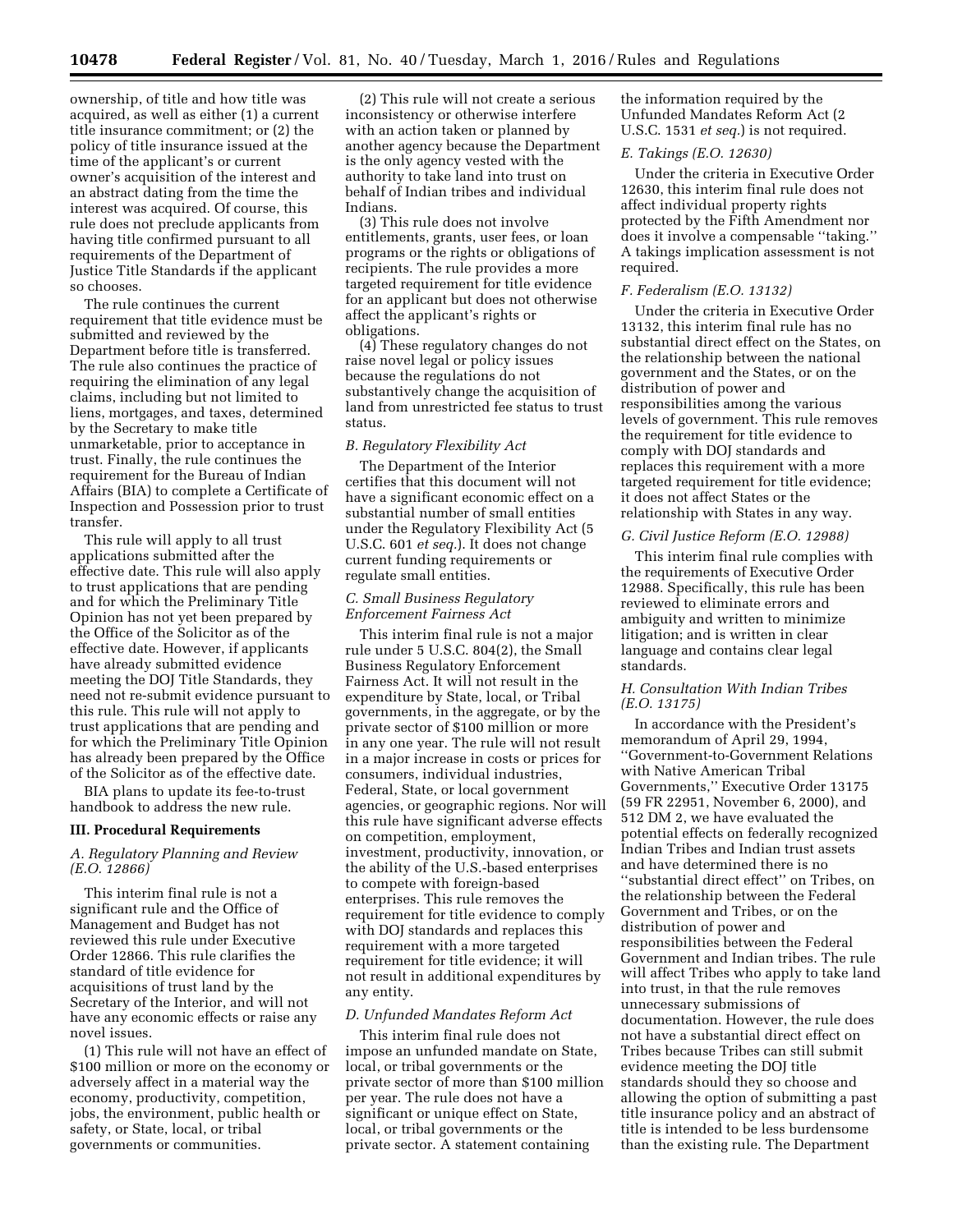ownership, of title and how title was acquired, as well as either (1) a current title insurance commitment; or (2) the policy of title insurance issued at the time of the applicant's or current owner's acquisition of the interest and an abstract dating from the time the interest was acquired. Of course, this rule does not preclude applicants from having title confirmed pursuant to all requirements of the Department of Justice Title Standards if the applicant so chooses.

The rule continues the current requirement that title evidence must be submitted and reviewed by the Department before title is transferred. The rule also continues the practice of requiring the elimination of any legal claims, including but not limited to liens, mortgages, and taxes, determined by the Secretary to make title unmarketable, prior to acceptance in trust. Finally, the rule continues the requirement for the Bureau of Indian Affairs (BIA) to complete a Certificate of Inspection and Possession prior to trust transfer.

This rule will apply to all trust applications submitted after the effective date. This rule will also apply to trust applications that are pending and for which the Preliminary Title Opinion has not yet been prepared by the Office of the Solicitor as of the effective date. However, if applicants have already submitted evidence meeting the DOJ Title Standards, they need not re-submit evidence pursuant to this rule. This rule will not apply to trust applications that are pending and for which the Preliminary Title Opinion has already been prepared by the Office of the Solicitor as of the effective date.

BIA plans to update its fee-to-trust handbook to address the new rule.

## III. Procedural Requirements

### A. Regulatory Planning and Review (E.O. 12866)

This interim final rule is not a significant rule and the Office of Management and Budget has not reviewed this rule under Executive Order 12866. This rule clarifies the standard of title evidence for acquisitions of trust land by the Secretary of the Interior, and will not have any economic effects or raise any novel issues.

(1) This rule will not have an effect of $100 million or more on the economy or adversely affect in a material way the economy, productivity, competition, jobs, the environment, public health or safety, or State, local, or tribal governments or communities.

(2) This rule will not create a serious inconsistency or otherwise interfere with an action taken or planned by another agency because the Department is the only agency vested with the authority to take land into trust on behalf of Indian tribes and individual Indians.

(3) This rule does not involve entitlements, grants, user fees, or loan programs or the rights or obligations of recipients. The rule provides a more targeted requirement for title evidence for an applicant but does not otherwise affect the applicant's rights or obligations.

(4) These regulatory changes do not raise novel legal or policy issues because the regulations do not substantively change the acquisition of land from unrestricted fee status to trust status.

### B. Regulatory Flexibility Act

The Department of the Interior certifies that this document will not have a significant economic effect on a substantial number of small entities under the Regulatory Flexibility Act (5 U.S.C. 601 *et seq.*). It does not change current funding requirements or regulate small entities.

### C. Small Business Regulatory Enforcement Fairness Act

This interim final rule is not a major rule under 5 U.S.C. 804(2), the Small Business Regulatory Enforcement Fairness Act. It will not result in the expenditure by State, local, or Tribal governments, in the aggregate, or by the private sector of $100 million or more in any one year. The rule will not result in a major increase in costs or prices for consumers, individual industries, Federal, State, or local government agencies, or geographic regions. Nor will this rule have significant adverse effects on competition, employment, investment, productivity, innovation, or the ability of the U.S.-based enterprises to compete with foreign-based enterprises. This rule removes the requirement for title evidence to comply with DOJ standards and replaces this requirement with a more targeted requirement for title evidence; it will not result in additional expenditures by any entity.

### D. Unfunded Mandates Reform Act

This interim final rule does not impose an unfunded mandate on State, local, or tribal governments or the private sector of more than $100 million per year. The rule does not have a significant or unique effect on State, local, or tribal governments or the private sector. A statement containing the information required by the Unfunded Mandates Reform Act (2 U.S.C. 1531 *et seq.*) is not required.

### E. Takings (E.O. 12630)

Under the criteria in Executive Order 12630, this interim final rule does not affect individual property rights protected by the Fifth Amendment nor does it involve a compensable "taking." A takings implication assessment is not required.

### F. Federalism (E.O. 13132)

Under the criteria in Executive Order 13132, this interim final rule has no substantial direct effect on the States, on the relationship between the national government and the States, or on the distribution of power and responsibilities among the various levels of government. This rule removes the requirement for title evidence to comply with DOJ standards and replaces this requirement with a more targeted requirement for title evidence; it does not affect States or the relationship with States in any way.

### G. Civil Justice Reform (E.O. 12988)

This interim final rule complies with the requirements of Executive Order 12988. Specifically, this rule has been reviewed to eliminate errors and ambiguity and written to minimize litigation; and is written in clear language and contains clear legal standards.

### H. Consultation With Indian Tribes (E.O. 13175)

In accordance with the President's memorandum of April 29, 1994, "Government-to-Government Relations with Native American Tribal Governments," Executive Order 13175 (59 FR 22951, November 6, 2000), and 512 DM 2, we have evaluated the potential effects on federally recognized Indian Tribes and Indian trust assets and have determined there is no "substantial direct effect" on Tribes, on the relationship between the Federal Government and Tribes, or on the distribution of power and responsibilities between the Federal Government and Indian tribes. The rule will affect Tribes who apply to take land into trust, in that the rule removes unnecessary submissions of documentation. However, the rule does not have a substantial direct effect on Tribes because Tribes can still submit evidence meeting the DOJ title standards should they so choose and allowing the option of submitting a past title insurance policy and an abstract of title is intended to be less burdensome than the existing rule. The Department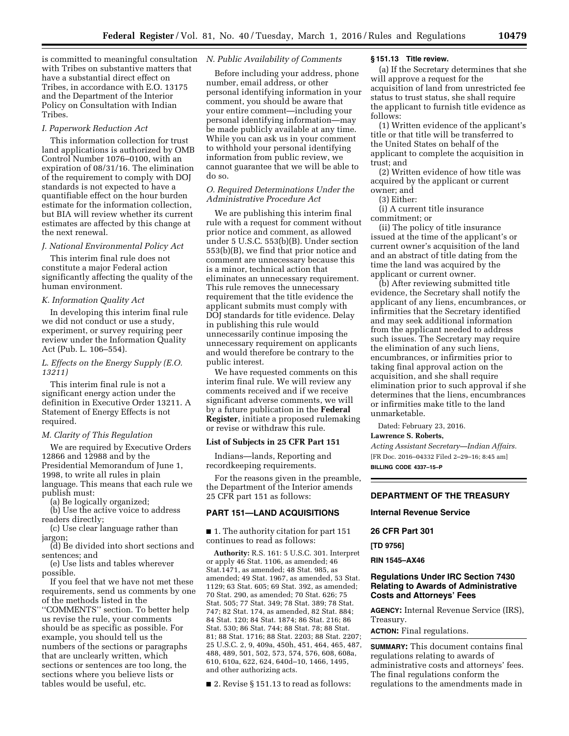is committed to meaningful consultation with Tribes on substantive matters that have a substantial direct effect on Tribes, in accordance with E.O. 13175 and the Department of the Interior Policy on Consultation with Indian Tribes.

*I. Paperwork Reduction Act*

This information collection for trust land applications is authorized by OMB Control Number 1076–0100, with an expiration of 08/31/16. The elimination of the requirement to comply with DOJ standards is not expected to have a quantifiable effect on the hour burden estimate for the information collection, but BIA will review whether its current estimates are affected by this change at the next renewal.

*J. National Environmental Policy Act*

This interim final rule does not constitute a major Federal action significantly affecting the quality of the human environment.

*K. Information Quality Act*

In developing this interim final rule we did not conduct or use a study, experiment, or survey requiring peer review under the Information Quality Act (Pub. L. 106–554).

*L. Effects on the Energy Supply (E.O. 13211)*

This interim final rule is not a significant energy action under the definition in Executive Order 13211. A Statement of Energy Effects is not required.

*M. Clarity of This Regulation*

We are required by Executive Orders 12866 and 12988 and by the Presidential Memorandum of June 1, 1998, to write all rules in plain language. This means that each rule we publish must:

(a) Be logically organized;

(b) Use the active voice to address readers directly;

(c) Use clear language rather than jargon;

(d) Be divided into short sections and sentences; and

(e) Use lists and tables wherever possible.

If you feel that we have not met these requirements, send us comments by one of the methods listed in the ''COMMENTS'' section. To better help us revise the rule, your comments should be as specific as possible. For example, you should tell us the numbers of the sections or paragraphs that are unclearly written, which sections or sentences are too long, the sections where you believe lists or tables would be useful, etc.

*N. Public Availability of Comments*

Before including your address, phone number, email address, or other personal identifying information in your comment, you should be aware that your entire comment—including your personal identifying information—may be made publicly available at any time. While you can ask us in your comment to withhold your personal identifying information from public review, we cannot guarantee that we will be able to do so.

*O. Required Determinations Under the Administrative Procedure Act*

We are publishing this interim final rule with a request for comment without prior notice and comment, as allowed under 5 U.S.C. 553(b)(B). Under section 553(b)(B), we find that prior notice and comment are unnecessary because this is a minor, technical action that eliminates an unnecessary requirement. This rule removes the unnecessary requirement that the title evidence the applicant submits must comply with DOJ standards for title evidence. Delay in publishing this rule would unnecessarily continue imposing the unnecessary requirement on applicants and would therefore be contrary to the public interest.

We have requested comments on this interim final rule. We will review any comments received and if we receive significant adverse comments, we will by a future publication in the **Federal Register**, initiate a proposed rulemaking or revise or withdraw this rule.

**List of Subjects in 25 CFR Part 151**

Indians—lands, Reporting and recordkeeping requirements.

For the reasons given in the preamble, the Department of the Interior amends 25 CFR part 151 as follows:

## PART 151—LAND ACQUISITIONS

■ 1. The authority citation for part 151 continues to read as follows:

**Authority:** R.S. 161: 5 U.S.C. 301. Interpret or apply 46 Stat. 1106, as amended; 46 Stat.1471, as amended; 48 Stat. 985, as amended; 49 Stat. 1967, as amended, 53 Stat. 1129; 63 Stat. 605; 69 Stat. 392, as amended; 70 Stat. 290, as amended; 70 Stat. 626; 75 Stat. 505; 77 Stat. 349; 78 Stat. 389; 78 Stat. 747; 82 Stat. 174, as amended, 82 Stat. 884; 84 Stat. 120; 84 Stat. 1874; 86 Stat. 216; 86 Stat. 530; 86 Stat. 744; 88 Stat. 78; 88 Stat. 81; 88 Stat. 1716; 88 Stat. 2203; 88 Stat. 2207; 25 U.S.C. 2, 9, 409a, 450h, 451, 464, 465, 487, 488, 489, 501, 502, 573, 574, 576, 608, 608a, 610, 610a, 622, 624, 640d–10, 1466, 1495, and other authorizing acts.

■ 2. Revise § 151.13 to read as follows:

**§ 151.13 Title review.**

(a) If the Secretary determines that she will approve a request for the acquisition of land from unrestricted fee status to trust status, she shall require the applicant to furnish title evidence as follows:

(1) Written evidence of the applicant's title or that title will be transferred to the United States on behalf of the applicant to complete the acquisition in trust; and

(2) Written evidence of how title was acquired by the applicant or current owner; and

(3) Either:

(i) A current title insurance commitment; or

(ii) The policy of title insurance issued at the time of the applicant's or current owner's acquisition of the land and an abstract of title dating from the time the land was acquired by the applicant or current owner.

(b) After reviewing submitted title evidence, the Secretary shall notify the applicant of any liens, encumbrances, or infirmities that the Secretary identified and may seek additional information from the applicant needed to address such issues. The Secretary may require the elimination of any such liens, encumbrances, or infirmities prior to taking final approval action on the acquisition, and she shall require elimination prior to such approval if she determines that the liens, encumbrances or infirmities make title to the land unmarketable.

Dated: February 23, 2016.

**Lawrence S. Roberts,**

*Acting Assistant Secretary—Indian Affairs.*

[FR Doc. 2016–04332 Filed 2–29–16; 8:45 am]

**BILLING CODE 4337–15–P**

---

## DEPARTMENT OF THE TREASURY

## Internal Revenue Service

## 26 CFR Part 301

**[TD 9756]**

**RIN 1545–AX46**

## Regulations Under IRC Section 7430 Relating to Awards of Administrative Costs and Attorneys' Fees

**AGENCY:** Internal Revenue Service (IRS), Treasury.

**ACTION:** Final regulations.

**SUMMARY:** This document contains final regulations relating to awards of administrative costs and attorneys' fees. The final regulations conform the regulations to the amendments made in